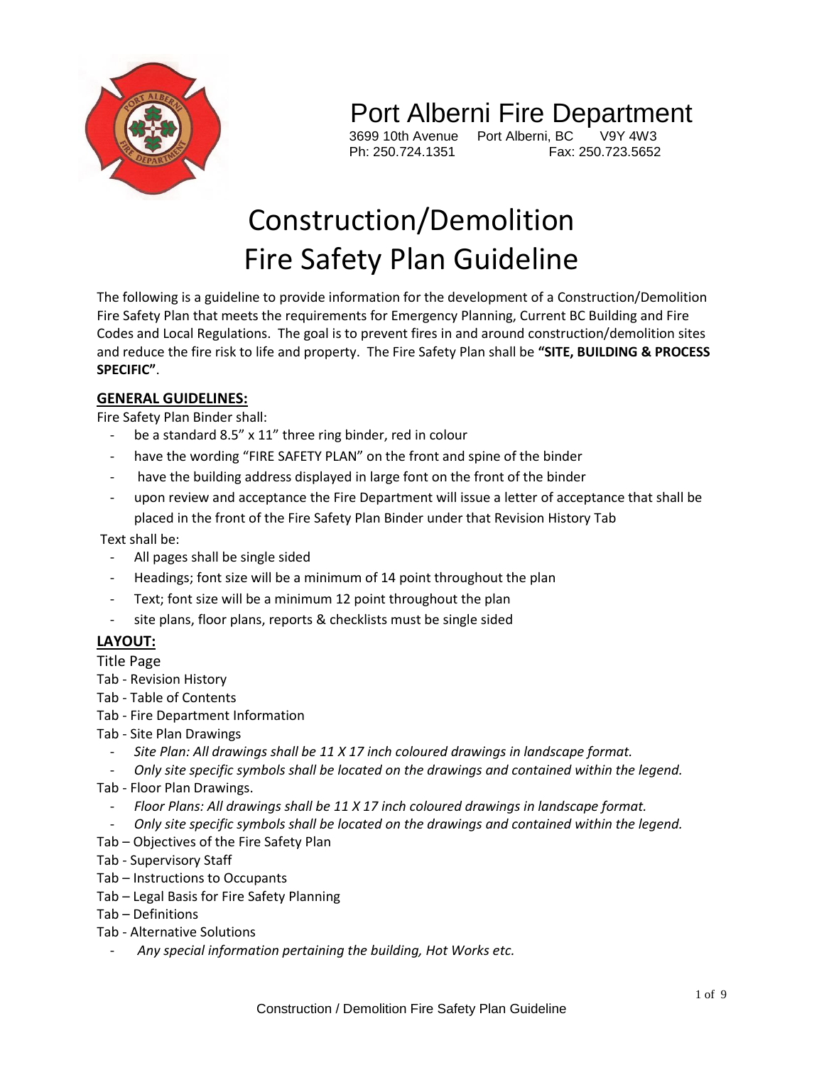# Port Alberni Fire Department

3699 10th Avenue Port Alberni, BC V9Y 4W3
Ph: 250.724.1351 Fax: 250.723.5652

# Construction/Demolition Fire Safety Plan Guideline

The following is a guideline to provide information for the development of a Construction/Demolition Fire Safety Plan that meets the requirements for Emergency Planning, Current BC Building and Fire Codes and Local Regulations. The goal is to prevent fires in and around construction/demolition sites and reduce the fire risk to life and property. The Fire Safety Plan shall be **"SITE, BUILDING & PROCESS SPECIFIC"**.

## GENERAL GUIDELINES:

Fire Safety Plan Binder shall:

- be a standard 8.5" x 11" three ring binder, red in colour
- have the wording "FIRE SAFETY PLAN" on the front and spine of the binder
- have the building address displayed in large font on the front of the binder
- upon review and acceptance the Fire Department will issue a letter of acceptance that shall be placed in the front of the Fire Safety Plan Binder under that Revision History Tab

Text shall be:

- All pages shall be single sided
- Headings; font size will be a minimum of 14 point throughout the plan
- Text; font size will be a minimum 12 point throughout the plan
- site plans, floor plans, reports & checklists must be single sided

## LAYOUT:

Title Page

Tab - Revision History

Tab - Table of Contents

Tab - Fire Department Information

Tab - Site Plan Drawings

- *Site Plan: All drawings shall be 11 X 17 inch coloured drawings in landscape format.*
- *Only site specific symbols shall be located on the drawings and contained within the legend.*

Tab - Floor Plan Drawings.

- *Floor Plans: All drawings shall be 11 X 17 inch coloured drawings in landscape format.*
- *Only site specific symbols shall be located on the drawings and contained within the legend.*

Tab – Objectives of the Fire Safety Plan

Tab - Supervisory Staff

Tab – Instructions to Occupants

Tab – Legal Basis for Fire Safety Planning

Tab – Definitions

Tab - Alternative Solutions

- *Any special information pertaining the building, Hot Works etc.*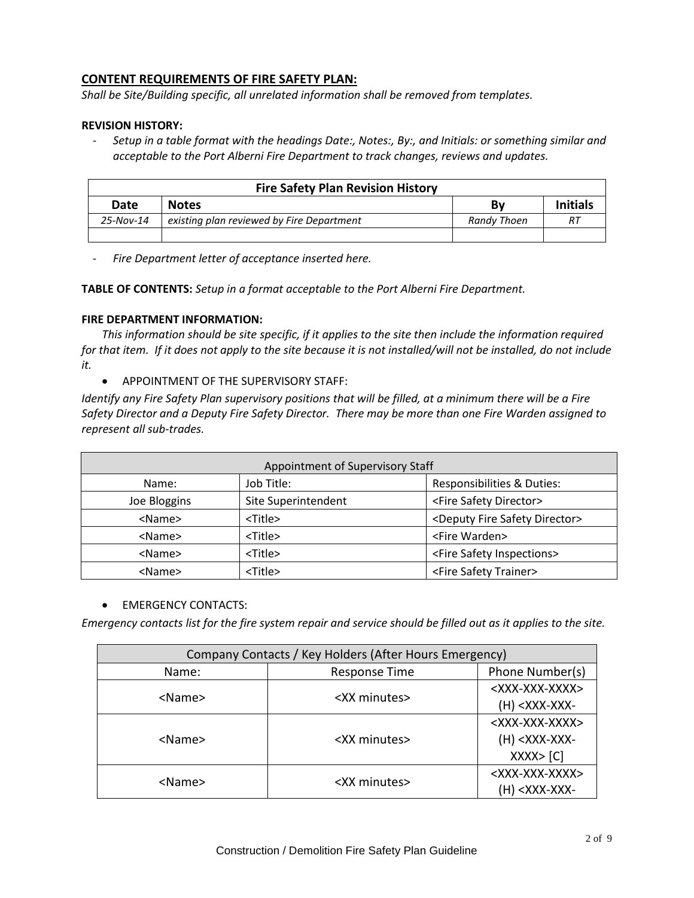## CONTENT REQUIREMENTS OF FIRE SAFETY PLAN:

*Shall be Site/Building specific, all unrelated information shall be removed from templates.*

**REVISION HISTORY:**

- *Setup in a table format with the headings Date:, Notes:, By:, and Initials: or something similar and acceptable to the Port Alberni Fire Department to track changes, reviews and updates.*

| Fire Safety Plan Revision History | | | |
|---|---|---|---|
| **Date** | **Notes** | **By** | **Initials** |
| *25-Nov-14* | *existing plan reviewed by Fire Department* | *Randy Thoen* | *RT* |
| | | | |

- *Fire Department letter of acceptance inserted here.*

**TABLE OF CONTENTS:** *Setup in a format acceptable to the Port Alberni Fire Department.*

**FIRE DEPARTMENT INFORMATION:**

*This information should be site specific, if it applies to the site then include the information required for that item. If it does not apply to the site because it is not installed/will not be installed, do not include it.*

- APPOINTMENT OF THE SUPERVISORY STAFF:

*Identify any Fire Safety Plan supervisory positions that will be filled, at a minimum there will be a Fire Safety Director and a Deputy Fire Safety Director. There may be more than one Fire Warden assigned to represent all sub-trades.*

| Appointment of Supervisory Staff | | |
|---|---|---|
| Name: | Job Title: | Responsibilities & Duties: |
| Joe Bloggins | Site Superintendent | <Fire Safety Director> |
| <Name> | <Title> | <Deputy Fire Safety Director> |
| <Name> | <Title> | <Fire Warden> |
| <Name> | <Title> | <Fire Safety Inspections> |
| <Name> | <Title> | <Fire Safety Trainer> |

- EMERGENCY CONTACTS:

*Emergency contacts list for the fire system repair and service should be filled out as it applies to the site.*

| Company Contacts / Key Holders (After Hours Emergency) | | |
|---|---|---|
| Name: | Response Time | Phone Number(s) |
| <Name> | <XX minutes> | <XXX-XXX-XXXX> (H) <XXX-XXX- |
| <Name> | <XX minutes> | <XXX-XXX-XXXX> (H) <XXX-XXX-XXXX> [C] |
| <Name> | <XX minutes> | <XXX-XXX-XXXX> (H) <XXX-XXX- |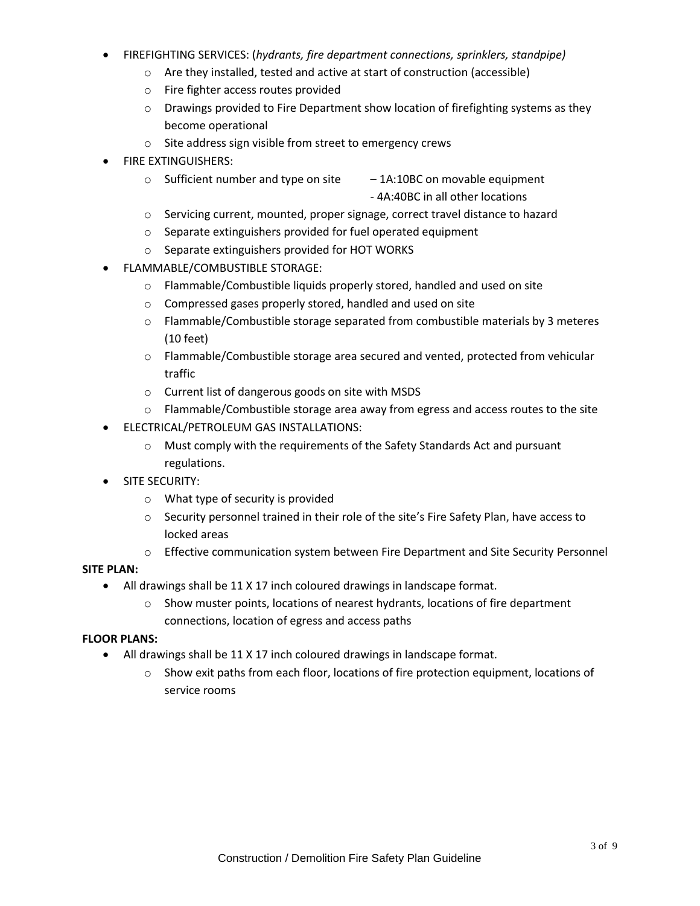- FIREFIGHTING SERVICES: (*hydrants, fire department connections, sprinklers, standpipe)*
    - Are they installed, tested and active at start of construction (accessible)
    - Fire fighter access routes provided
    - Drawings provided to Fire Department show location of firefighting systems as they become operational
    - Site address sign visible from street to emergency crews
- FIRE EXTINGUISHERS:
    - Sufficient number and type on site – 1A:10BC on movable equipment
      - 4A:40BC in all other locations
    - Servicing current, mounted, proper signage, correct travel distance to hazard
    - Separate extinguishers provided for fuel operated equipment
    - Separate extinguishers provided for HOT WORKS
- FLAMMABLE/COMBUSTIBLE STORAGE:
    - Flammable/Combustible liquids properly stored, handled and used on site
    - Compressed gases properly stored, handled and used on site
    - Flammable/Combustible storage separated from combustible materials by 3 meteres (10 feet)
    - Flammable/Combustible storage area secured and vented, protected from vehicular traffic
    - Current list of dangerous goods on site with MSDS
    - Flammable/Combustible storage area away from egress and access routes to the site
- ELECTRICAL/PETROLEUM GAS INSTALLATIONS:
    - Must comply with the requirements of the Safety Standards Act and pursuant regulations.
- SITE SECURITY:
    - What type of security is provided
    - Security personnel trained in their role of the site's Fire Safety Plan, have access to locked areas
    - Effective communication system between Fire Department and Site Security Personnel

**SITE PLAN:**

- All drawings shall be 11 X 17 inch coloured drawings in landscape format.
    - Show muster points, locations of nearest hydrants, locations of fire department connections, location of egress and access paths

**FLOOR PLANS:**

- All drawings shall be 11 X 17 inch coloured drawings in landscape format.
    - Show exit paths from each floor, locations of fire protection equipment, locations of service rooms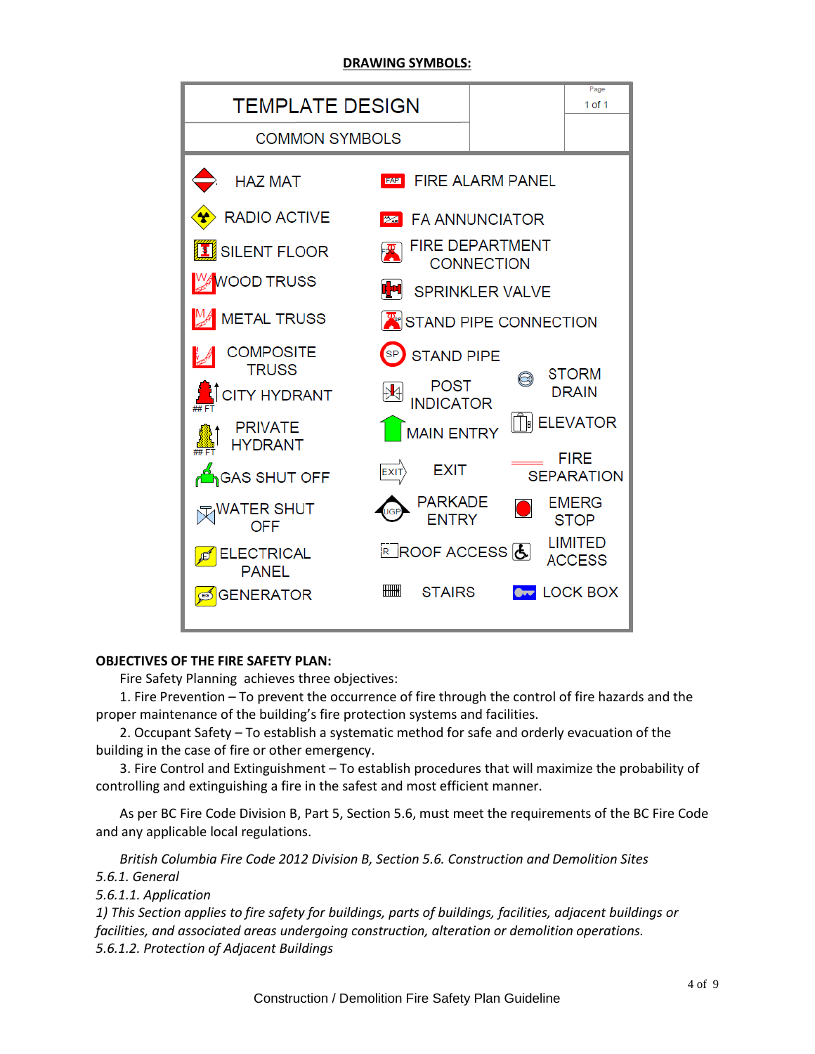**DRAWING SYMBOLS:**

| TEMPLATE DESIGN | | Page 1 of 1 |
|---|---|---|
| COMMON SYMBOLS | | |

| | | |
|---|---|---|
| HAZ MAT | FIRE ALARM PANEL | |
| RADIO ACTIVE | FA ANNUNCIATOR | |
| SILENT FLOOR | FIRE DEPARTMENT CONNECTION | |
| WOOD TRUSS | SPRINKLER VALVE | |
| METAL TRUSS | STAND PIPE CONNECTION | |
| COMPOSITE TRUSS | STAND PIPE | |
| CITY HYDRANT | POST INDICATOR | STORM DRAIN |
| PRIVATE HYDRANT | MAIN ENTRY | ELEVATOR |
| GAS SHUT OFF | EXIT | FIRE SEPARATION |
| WATER SHUT OFF | PARKADE ENTRY | EMERG STOP |
| ELECTRICAL PANEL | ROOF ACCESS | LIMITED ACCESS |
| GENERATOR | STAIRS | LOCK BOX |

**OBJECTIVES OF THE FIRE SAFETY PLAN:**

Fire Safety Planning achieves three objectives:

1. Fire Prevention – To prevent the occurrence of fire through the control of fire hazards and the proper maintenance of the building's fire protection systems and facilities.
2. Occupant Safety – To establish a systematic method for safe and orderly evacuation of the building in the case of fire or other emergency.
3. Fire Control and Extinguishment – To establish procedures that will maximize the probability of controlling and extinguishing a fire in the safest and most efficient manner.

As per BC Fire Code Division B, Part 5, Section 5.6, must meet the requirements of the BC Fire Code and any applicable local regulations.

*British Columbia Fire Code 2012 Division B, Section 5.6. Construction and Demolition Sites*
*5.6.1. General*
*5.6.1.1. Application*
*1) This Section applies to fire safety for buildings, parts of buildings, facilities, adjacent buildings or facilities, and associated areas undergoing construction, alteration or demolition operations.*
*5.6.1.2. Protection of Adjacent Buildings*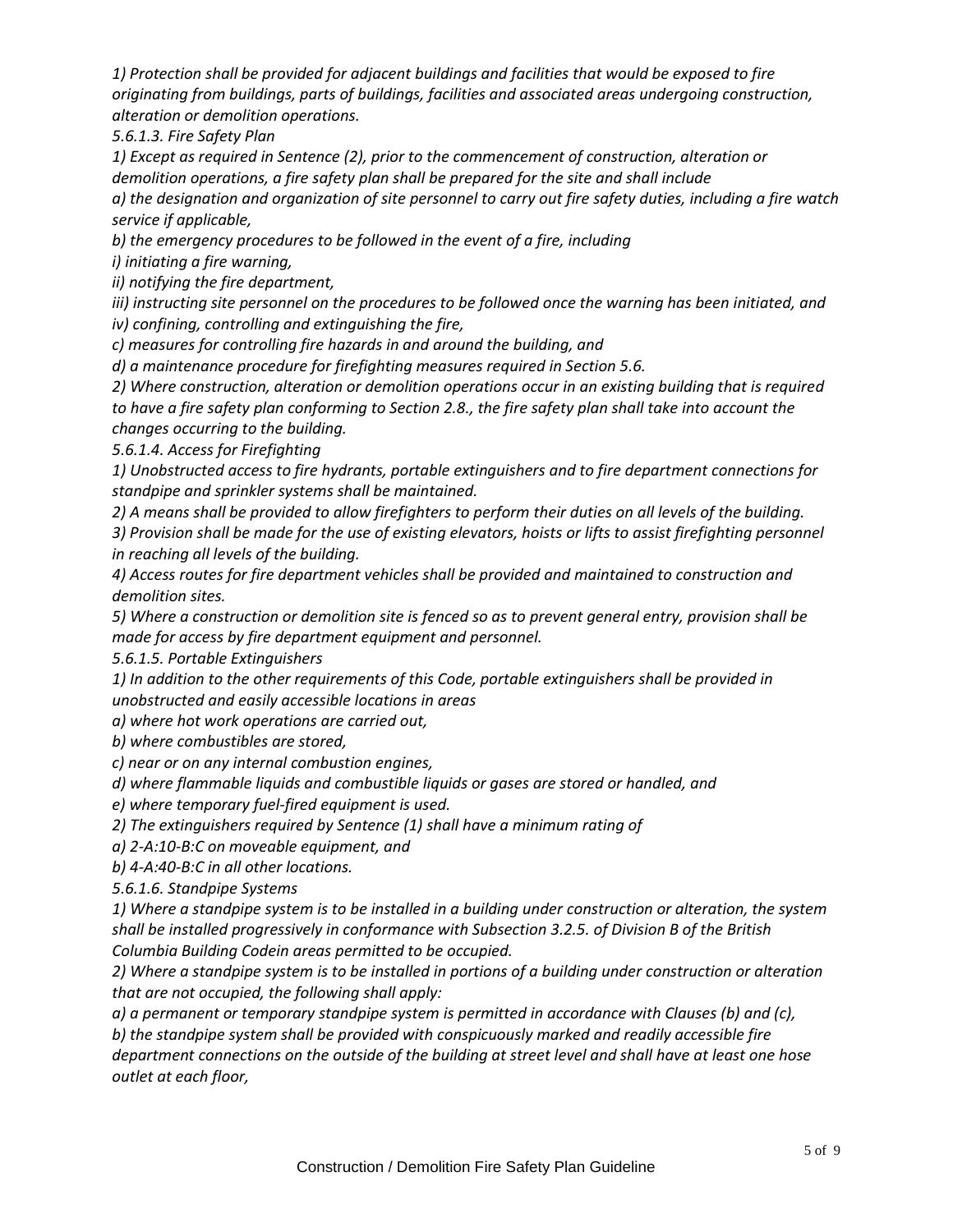*1) Protection shall be provided for adjacent buildings and facilities that would be exposed to fire originating from buildings, parts of buildings, facilities and associated areas undergoing construction, alteration or demolition operations.*

*5.6.1.3. Fire Safety Plan*

*1) Except as required in Sentence (2), prior to the commencement of construction, alteration or demolition operations, a fire safety plan shall be prepared for the site and shall include*

*a) the designation and organization of site personnel to carry out fire safety duties, including a fire watch service if applicable,*

*b) the emergency procedures to be followed in the event of a fire, including*

*i) initiating a fire warning,*

*ii) notifying the fire department,*

*iii) instructing site personnel on the procedures to be followed once the warning has been initiated, and*

*iv) confining, controlling and extinguishing the fire,*

*c) measures for controlling fire hazards in and around the building, and*

*d) a maintenance procedure for firefighting measures required in Section 5.6.*

*2) Where construction, alteration or demolition operations occur in an existing building that is required to have a fire safety plan conforming to Section 2.8., the fire safety plan shall take into account the changes occurring to the building.*

*5.6.1.4. Access for Firefighting*

*1) Unobstructed access to fire hydrants, portable extinguishers and to fire department connections for standpipe and sprinkler systems shall be maintained.*

*2) A means shall be provided to allow firefighters to perform their duties on all levels of the building.*

*3) Provision shall be made for the use of existing elevators, hoists or lifts to assist firefighting personnel in reaching all levels of the building.*

*4) Access routes for fire department vehicles shall be provided and maintained to construction and demolition sites.*

*5) Where a construction or demolition site is fenced so as to prevent general entry, provision shall be made for access by fire department equipment and personnel.*

*5.6.1.5. Portable Extinguishers*

*1) In addition to the other requirements of this Code, portable extinguishers shall be provided in unobstructed and easily accessible locations in areas*

*a) where hot work operations are carried out,*

*b) where combustibles are stored,*

*c) near or on any internal combustion engines,*

*d) where flammable liquids and combustible liquids or gases are stored or handled, and*

*e) where temporary fuel-fired equipment is used.*

*2) The extinguishers required by Sentence (1) shall have a minimum rating of*

*a) 2-A:10-B:C on moveable equipment, and*

*b) 4-A:40-B:C in all other locations.*

*5.6.1.6. Standpipe Systems*

*1) Where a standpipe system is to be installed in a building under construction or alteration, the system shall be installed progressively in conformance with Subsection 3.2.5. of Division B of the British Columbia Building Codein areas permitted to be occupied.*

*2) Where a standpipe system is to be installed in portions of a building under construction or alteration that are not occupied, the following shall apply:*

*a) a permanent or temporary standpipe system is permitted in accordance with Clauses (b) and (c),*

*b) the standpipe system shall be provided with conspicuously marked and readily accessible fire department connections on the outside of the building at street level and shall have at least one hose outlet at each floor,*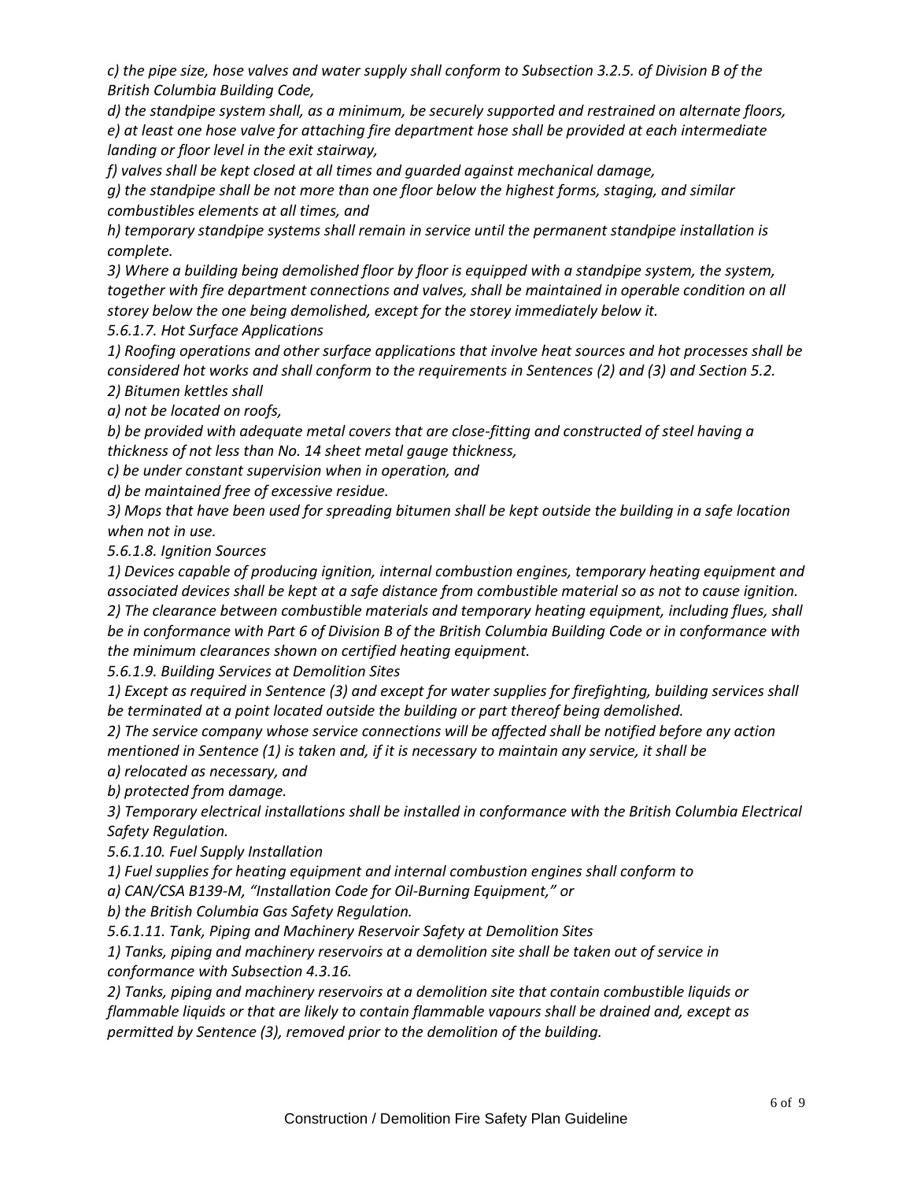*c) the pipe size, hose valves and water supply shall conform to Subsection 3.2.5. of Division B of the British Columbia Building Code,*

*d) the standpipe system shall, as a minimum, be securely supported and restrained on alternate floors,*

*e) at least one hose valve for attaching fire department hose shall be provided at each intermediate landing or floor level in the exit stairway,*

*f) valves shall be kept closed at all times and guarded against mechanical damage,*

*g) the standpipe shall be not more than one floor below the highest forms, staging, and similar combustibles elements at all times, and*

*h) temporary standpipe systems shall remain in service until the permanent standpipe installation is complete.*

*3) Where a building being demolished floor by floor is equipped with a standpipe system, the system, together with fire department connections and valves, shall be maintained in operable condition on all storey below the one being demolished, except for the storey immediately below it.*

*5.6.1.7. Hot Surface Applications*

*1) Roofing operations and other surface applications that involve heat sources and hot processes shall be considered hot works and shall conform to the requirements in Sentences (2) and (3) and Section 5.2.*

*2) Bitumen kettles shall*

*a) not be located on roofs,*

*b) be provided with adequate metal covers that are close-fitting and constructed of steel having a thickness of not less than No. 14 sheet metal gauge thickness,*

*c) be under constant supervision when in operation, and*

*d) be maintained free of excessive residue.*

*3) Mops that have been used for spreading bitumen shall be kept outside the building in a safe location when not in use.*

*5.6.1.8. Ignition Sources*

*1) Devices capable of producing ignition, internal combustion engines, temporary heating equipment and associated devices shall be kept at a safe distance from combustible material so as not to cause ignition.*

*2) The clearance between combustible materials and temporary heating equipment, including flues, shall be in conformance with Part 6 of Division B of the British Columbia Building Code or in conformance with the minimum clearances shown on certified heating equipment.*

*5.6.1.9. Building Services at Demolition Sites*

*1) Except as required in Sentence (3) and except for water supplies for firefighting, building services shall be terminated at a point located outside the building or part thereof being demolished.*

*2) The service company whose service connections will be affected shall be notified before any action mentioned in Sentence (1) is taken and, if it is necessary to maintain any service, it shall be*

*a) relocated as necessary, and*

*b) protected from damage.*

*3) Temporary electrical installations shall be installed in conformance with the British Columbia Electrical Safety Regulation.*

*5.6.1.10. Fuel Supply Installation*

*1) Fuel supplies for heating equipment and internal combustion engines shall conform to*

*a) CAN/CSA B139-M, "Installation Code for Oil-Burning Equipment," or*

*b) the British Columbia Gas Safety Regulation.*

*5.6.1.11. Tank, Piping and Machinery Reservoir Safety at Demolition Sites*

*1) Tanks, piping and machinery reservoirs at a demolition site shall be taken out of service in conformance with Subsection 4.3.16.*

*2) Tanks, piping and machinery reservoirs at a demolition site that contain combustible liquids or flammable liquids or that are likely to contain flammable vapours shall be drained and, except as permitted by Sentence (3), removed prior to the demolition of the building.*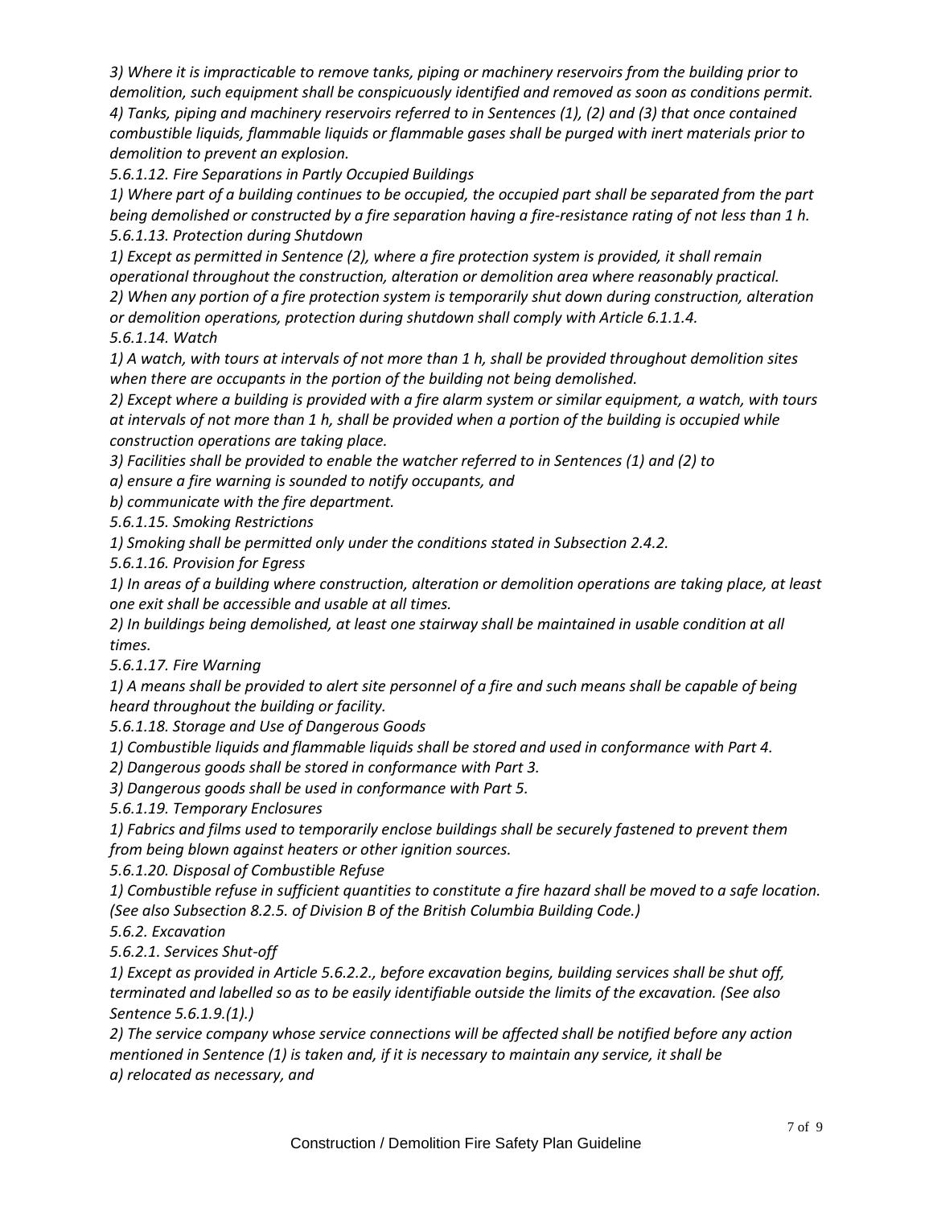*3) Where it is impracticable to remove tanks, piping or machinery reservoirs from the building prior to demolition, such equipment shall be conspicuously identified and removed as soon as conditions permit.*

*4) Tanks, piping and machinery reservoirs referred to in Sentences (1), (2) and (3) that once contained combustible liquids, flammable liquids or flammable gases shall be purged with inert materials prior to demolition to prevent an explosion.*

*5.6.1.12. Fire Separations in Partly Occupied Buildings*

*1) Where part of a building continues to be occupied, the occupied part shall be separated from the part being demolished or constructed by a fire separation having a fire-resistance rating of not less than 1 h.*

*5.6.1.13. Protection during Shutdown*

*1) Except as permitted in Sentence (2), where a fire protection system is provided, it shall remain operational throughout the construction, alteration or demolition area where reasonably practical.*

*2) When any portion of a fire protection system is temporarily shut down during construction, alteration or demolition operations, protection during shutdown shall comply with Article 6.1.1.4.*

*5.6.1.14. Watch*

*1) A watch, with tours at intervals of not more than 1 h, shall be provided throughout demolition sites when there are occupants in the portion of the building not being demolished.*

*2) Except where a building is provided with a fire alarm system or similar equipment, a watch, with tours at intervals of not more than 1 h, shall be provided when a portion of the building is occupied while construction operations are taking place.*

*3) Facilities shall be provided to enable the watcher referred to in Sentences (1) and (2) to*

*a) ensure a fire warning is sounded to notify occupants, and*

*b) communicate with the fire department.*

*5.6.1.15. Smoking Restrictions*

*1) Smoking shall be permitted only under the conditions stated in Subsection 2.4.2.*

*5.6.1.16. Provision for Egress*

*1) In areas of a building where construction, alteration or demolition operations are taking place, at least one exit shall be accessible and usable at all times.*

*2) In buildings being demolished, at least one stairway shall be maintained in usable condition at all times.*

*5.6.1.17. Fire Warning*

*1) A means shall be provided to alert site personnel of a fire and such means shall be capable of being heard throughout the building or facility.*

*5.6.1.18. Storage and Use of Dangerous Goods*

*1) Combustible liquids and flammable liquids shall be stored and used in conformance with Part 4.*

*2) Dangerous goods shall be stored in conformance with Part 3.*

*3) Dangerous goods shall be used in conformance with Part 5.*

*5.6.1.19. Temporary Enclosures*

*1) Fabrics and films used to temporarily enclose buildings shall be securely fastened to prevent them from being blown against heaters or other ignition sources.*

*5.6.1.20. Disposal of Combustible Refuse*

*1) Combustible refuse in sufficient quantities to constitute a fire hazard shall be moved to a safe location. (See also Subsection 8.2.5. of Division B of the British Columbia Building Code.)*

*5.6.2. Excavation*

*5.6.2.1. Services Shut-off*

*1) Except as provided in Article 5.6.2.2., before excavation begins, building services shall be shut off, terminated and labelled so as to be easily identifiable outside the limits of the excavation. (See also Sentence 5.6.1.9.(1).)*

*2) The service company whose service connections will be affected shall be notified before any action mentioned in Sentence (1) is taken and, if it is necessary to maintain any service, it shall be*

*a) relocated as necessary, and*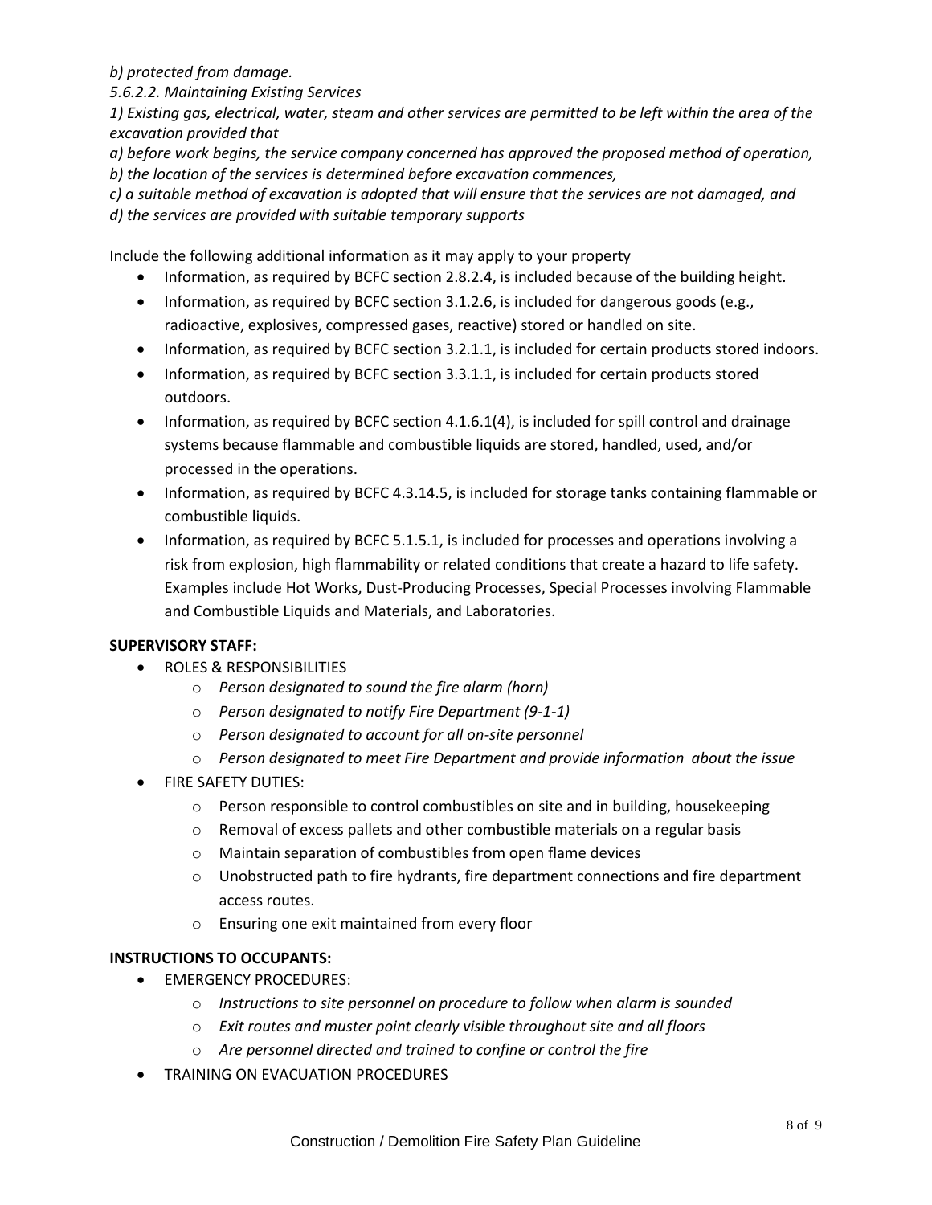*b) protected from damage.*

*5.6.2.2. Maintaining Existing Services*

*1) Existing gas, electrical, water, steam and other services are permitted to be left within the area of the excavation provided that*

*a) before work begins, the service company concerned has approved the proposed method of operation,*

*b) the location of the services is determined before excavation commences,*

*c) a suitable method of excavation is adopted that will ensure that the services are not damaged, and*

*d) the services are provided with suitable temporary supports*

Include the following additional information as it may apply to your property

- Information, as required by BCFC section 2.8.2.4, is included because of the building height.
- Information, as required by BCFC section 3.1.2.6, is included for dangerous goods (e.g., radioactive, explosives, compressed gases, reactive) stored or handled on site.
- Information, as required by BCFC section 3.2.1.1, is included for certain products stored indoors.
- Information, as required by BCFC section 3.3.1.1, is included for certain products stored outdoors.
- Information, as required by BCFC section 4.1.6.1(4), is included for spill control and drainage systems because flammable and combustible liquids are stored, handled, used, and/or processed in the operations.
- Information, as required by BCFC 4.3.14.5, is included for storage tanks containing flammable or combustible liquids.
- Information, as required by BCFC 5.1.5.1, is included for processes and operations involving a risk from explosion, high flammability or related conditions that create a hazard to life safety. Examples include Hot Works, Dust-Producing Processes, Special Processes involving Flammable and Combustible Liquids and Materials, and Laboratories.

**SUPERVISORY STAFF:**

- ROLES & RESPONSIBILITIES
  - *Person designated to sound the fire alarm (horn)*
  - *Person designated to notify Fire Department (9-1-1)*
  - *Person designated to account for all on-site personnel*
  - *Person designated to meet Fire Department and provide information about the issue*
- FIRE SAFETY DUTIES:
  - Person responsible to control combustibles on site and in building, housekeeping
  - Removal of excess pallets and other combustible materials on a regular basis
  - Maintain separation of combustibles from open flame devices
  - Unobstructed path to fire hydrants, fire department connections and fire department access routes.
  - Ensuring one exit maintained from every floor

**INSTRUCTIONS TO OCCUPANTS:**

- EMERGENCY PROCEDURES:
  - *Instructions to site personnel on procedure to follow when alarm is sounded*
  - *Exit routes and muster point clearly visible throughout site and all floors*
  - *Are personnel directed and trained to confine or control the fire*
- TRAINING ON EVACUATION PROCEDURES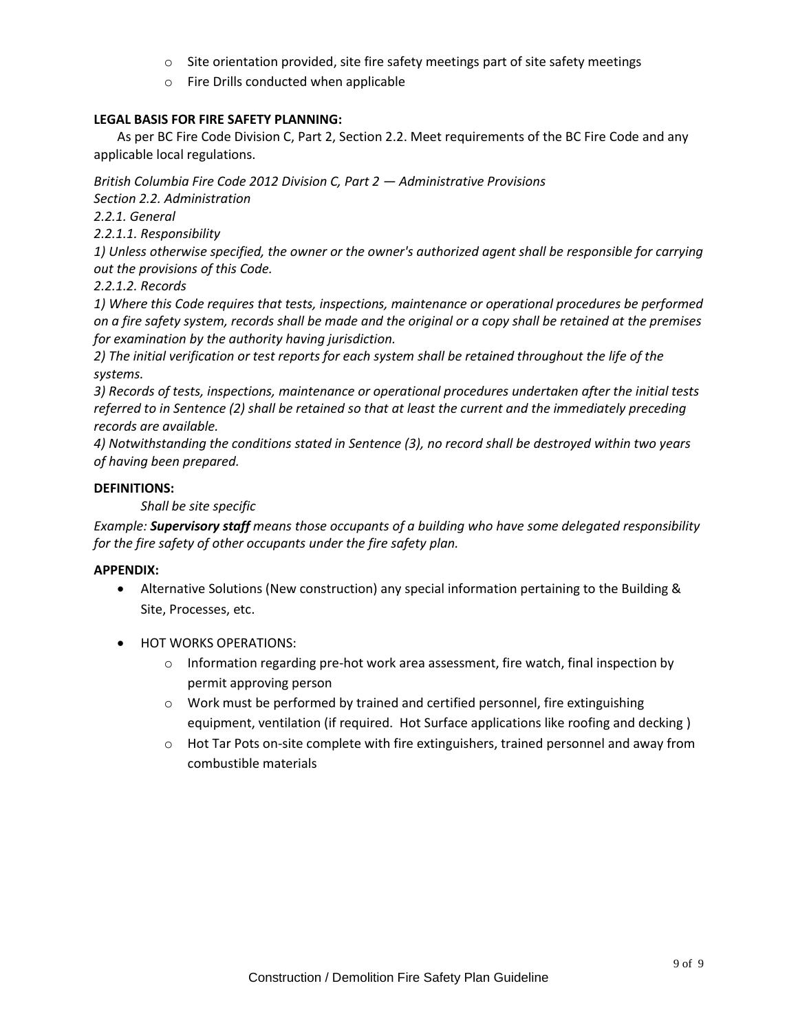- Site orientation provided, site fire safety meetings part of site safety meetings
- Fire Drills conducted when applicable

**LEGAL BASIS FOR FIRE SAFETY PLANNING:**

As per BC Fire Code Division C, Part 2, Section 2.2. Meet requirements of the BC Fire Code and any applicable local regulations.

*British Columbia Fire Code 2012 Division C, Part 2 — Administrative Provisions*
*Section 2.2. Administration*
*2.2.1. General*
*2.2.1.1. Responsibility*
*1) Unless otherwise specified, the owner or the owner's authorized agent shall be responsible for carrying out the provisions of this Code.*
*2.2.1.2. Records*
*1) Where this Code requires that tests, inspections, maintenance or operational procedures be performed on a fire safety system, records shall be made and the original or a copy shall be retained at the premises for examination by the authority having jurisdiction.*
*2) The initial verification or test reports for each system shall be retained throughout the life of the systems.*
*3) Records of tests, inspections, maintenance or operational procedures undertaken after the initial tests referred to in Sentence (2) shall be retained so that at least the current and the immediately preceding records are available.*
*4) Notwithstanding the conditions stated in Sentence (3), no record shall be destroyed within two years of having been prepared.*

**DEFINITIONS:**

*Shall be site specific*

*Example: **Supervisory staff** means those occupants of a building who have some delegated responsibility for the fire safety of other occupants under the fire safety plan.*

**APPENDIX:**

- Alternative Solutions (New construction) any special information pertaining to the Building & Site, Processes, etc.

- HOT WORKS OPERATIONS:
  - Information regarding pre-hot work area assessment, fire watch, final inspection by permit approving person
  - Work must be performed by trained and certified personnel, fire extinguishing equipment, ventilation (if required. Hot Surface applications like roofing and decking )
  - Hot Tar Pots on-site complete with fire extinguishers, trained personnel and away from combustible materials